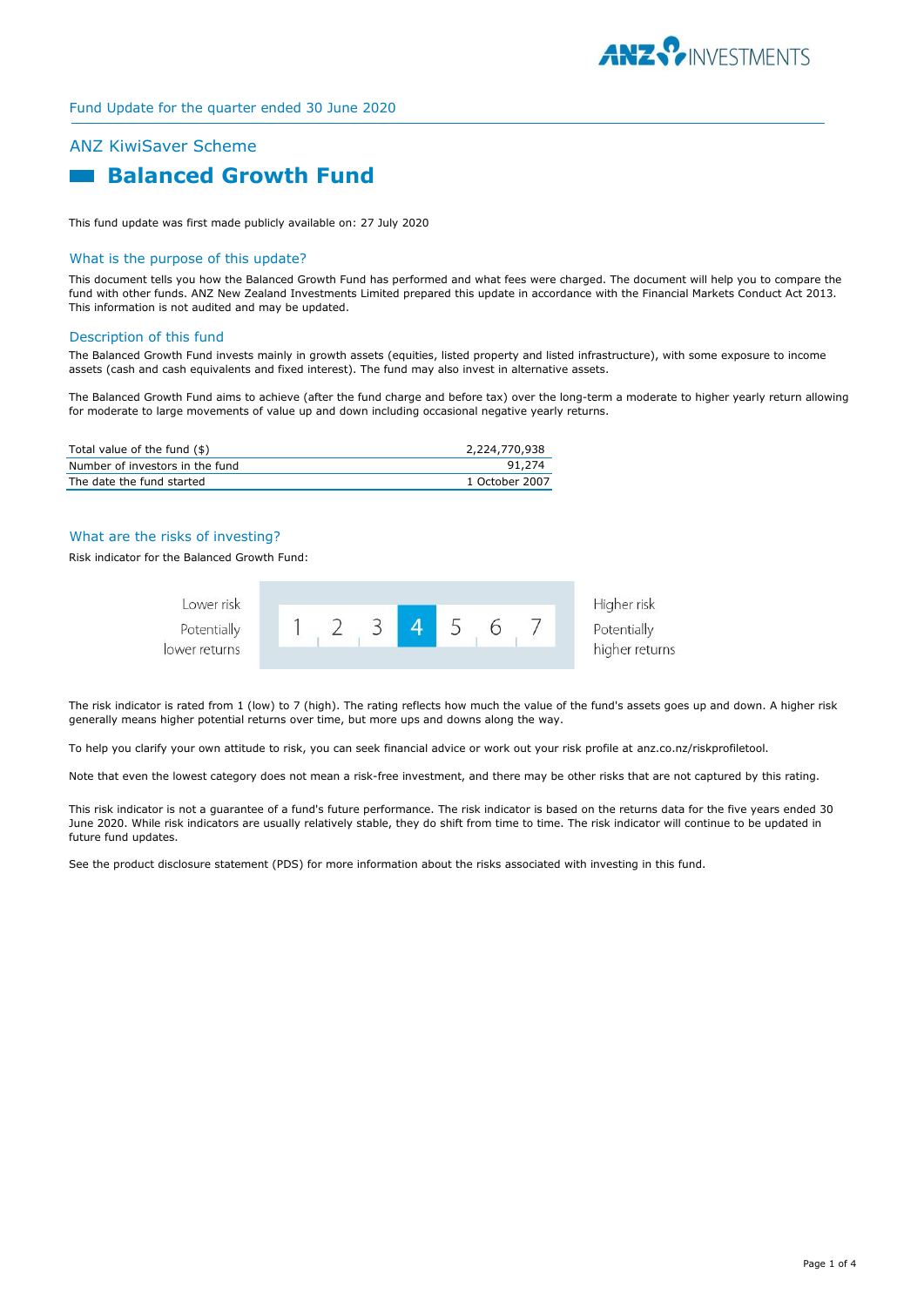Fund Update for the quarter ended 30 June 2020

## ANZ KiwiSaver Scheme

# Balanced Growth Fund

This fund update was first made publicly available on: 27 July 2020

## What is the purpose of this update?

This document tells you how the Balanced Growth Fund has performed and what fees were charged. The document will help you to compare the fund with other funds. ANZ New Zealand Investments Limited prepared this update in accordance with the Financial Markets Conduct Act 2013. This information is not audited and may be updated.

## Description of this fund

The Balanced Growth Fund invests mainly in growth assets (equities, listed property and listed infrastructure), with some exposure to income assets (cash and cash equivalents and fixed interest). The fund may also invest in alternative assets.

The Balanced Growth Fund aims to achieve (after the fund charge and before tax) over the long-term a moderate to higher yearly return allowing for moderate to large movements of value up and down including occasional negative yearly returns.

| | |
|---|---|
| Total value of the fund ($) | 2,224,770,938 |
| Number of investors in the fund | 91,274 |
| The date the fund started | 1 October 2007 |

## What are the risks of investing?

Risk indicator for the Balanced Growth Fund:

| Lower risk<br>Potentially lower returns | 1 | 2 | 3 | **4** | 5 | 6 | 7 | Higher risk<br>Potentially higher returns |
|---|---|---|---|---|---|---|---|---|

The risk indicator is rated from 1 (low) to 7 (high). The rating reflects how much the value of the fund's assets goes up and down. A higher risk generally means higher potential returns over time, but more ups and downs along the way.

To help you clarify your own attitude to risk, you can seek financial advice or work out your risk profile at anz.co.nz/riskprofiletool.

Note that even the lowest category does not mean a risk-free investment, and there may be other risks that are not captured by this rating.

This risk indicator is not a guarantee of a fund's future performance. The risk indicator is based on the returns data for the five years ended 30 June 2020. While risk indicators are usually relatively stable, they do shift from time to time. The risk indicator will continue to be updated in future fund updates.

See the product disclosure statement (PDS) for more information about the risks associated with investing in this fund.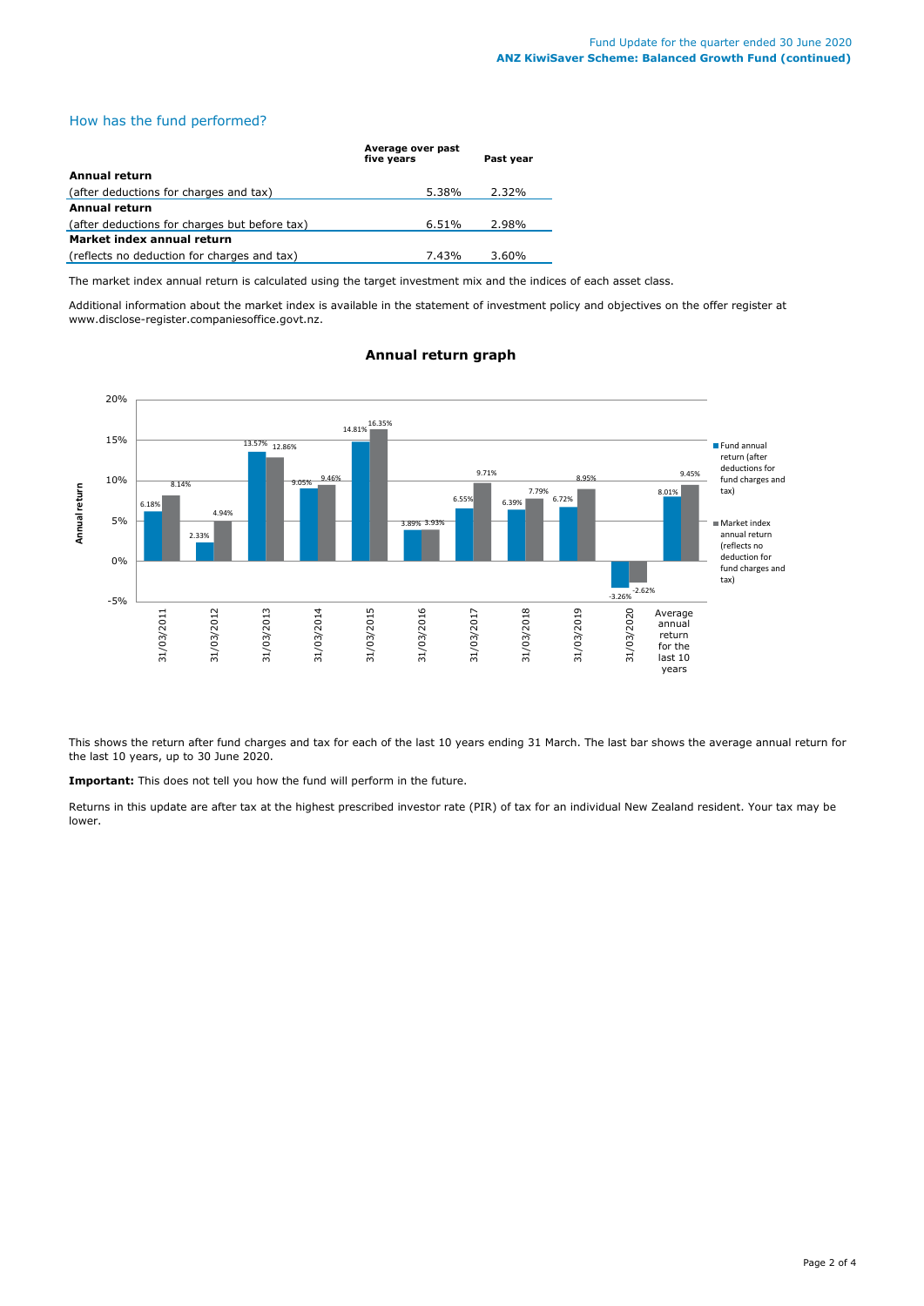## How has the fund performed?

| | Average over past five years | Past year |
|---|---|---|
| **Annual return** | | |
| (after deductions for charges and tax) | 5.38% | 2.32% |
| **Annual return** | | |
| (after deductions for charges but before tax) | 6.51% | 2.98% |
| **Market index annual return** | | |
| (reflects no deduction for charges and tax) | 7.43% | 3.60% |

The market index annual return is calculated using the target investment mix and the indices of each asset class.

Additional information about the market index is available in the statement of investment policy and objectives on the offer register at www.disclose-register.companiesoffice.govt.nz.

### Annual return graph

| | Fund annual return (after deductions for fund charges and tax) | Market index annual return (reflects no deduction for fund charges and tax) |
|---|---|---|
| 31/03/2011 | 6.18% | 8.14% |
| 31/03/2012 | 2.33% | 4.94% |
| 31/03/2013 | 13.57% | 12.86% |
| 31/03/2014 | 9.05% | 9.46% |
| 31/03/2015 | 14.81% | 16.35% |
| 31/03/2016 | 3.89% | 3.93% |
| 31/03/2017 | 6.55% | 9.71% |
| 31/03/2018 | 6.39% | 7.79% |
| 31/03/2019 | 6.72% | 8.95% |
| 31/03/2020 | -3.26% | -2.62% |
| Average annual return for the last 10 years | 8.01% | 9.45% |

This shows the return after fund charges and tax for each of the last 10 years ending 31 March. The last bar shows the average annual return for the last 10 years, up to 30 June 2020.

**Important:** This does not tell you how the fund will perform in the future.

Returns in this update are after tax at the highest prescribed investor rate (PIR) of tax for an individual New Zealand resident. Your tax may be lower.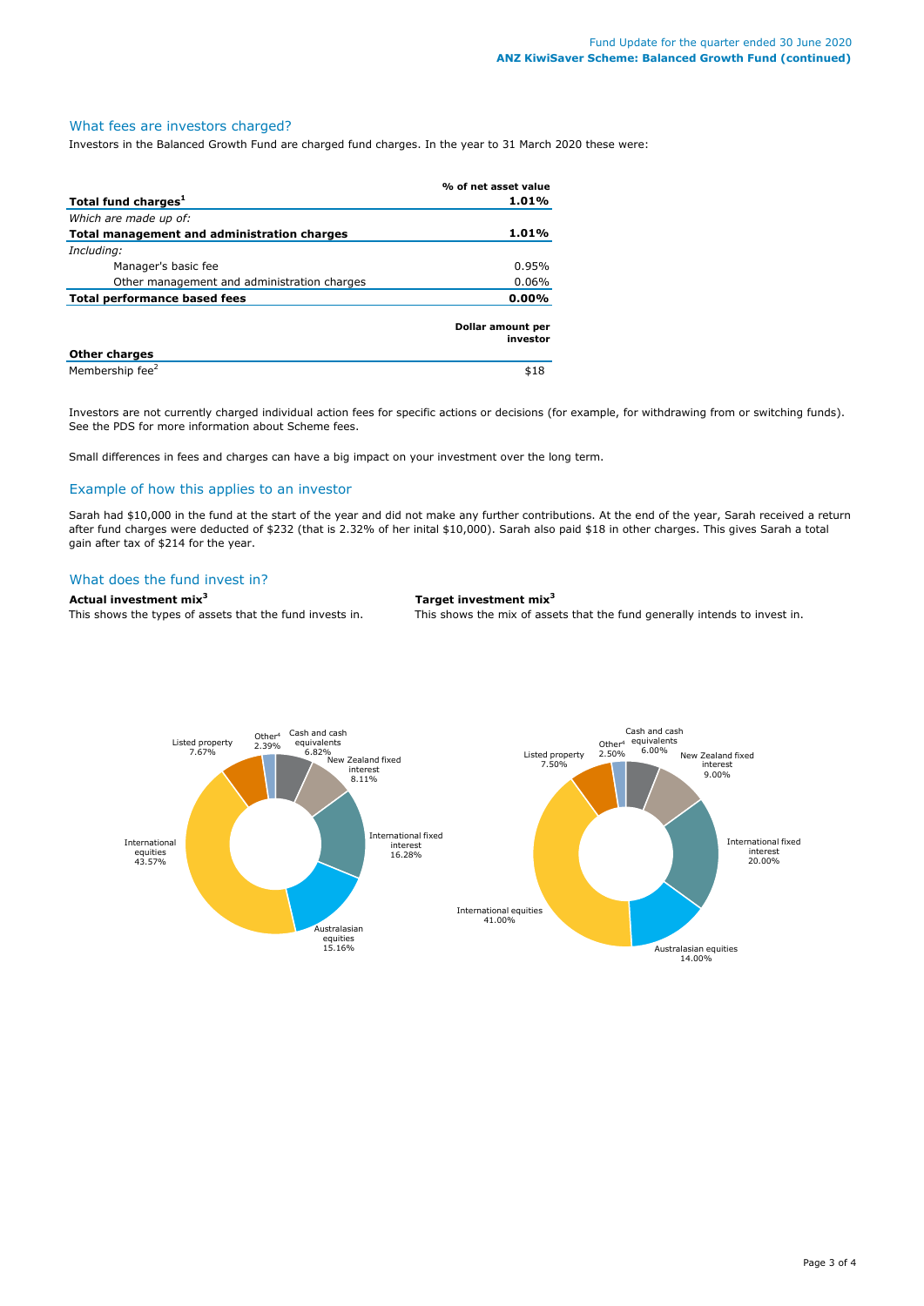## What fees are investors charged?

Investors in the Balanced Growth Fund are charged fund charges. In the year to 31 March 2020 these were:

| | % of net asset value |
|---|---|
| **Total fund charges**[1] | **1.01%** |
| *Which are made up of:* | |
| **Total management and administration charges** | **1.01%** |
| *Including:* | |
| Manager's basic fee | 0.95% |
| Other management and administration charges | 0.06% |
| **Total performance based fees** | **0.00%** |

| | Dollar amount per investor |
|---|---|
| **Other charges** | |
| Membership fee[2] | $18 |

Investors are not currently charged individual action fees for specific actions or decisions (for example, for withdrawing from or switching funds). See the PDS for more information about Scheme fees.

Small differences in fees and charges can have a big impact on your investment over the long term.

## Example of how this applies to an investor

Sarah had $10,000 in the fund at the start of the year and did not make any further contributions. At the end of the year, Sarah received a return after fund charges were deducted of $232 (that is 2.32% of her inital $10,000). Sarah also paid $18 in other charges. This gives Sarah a total gain after tax of $214 for the year.

## What does the fund invest in?

**Actual investment mix**[3]

This shows the types of assets that the fund invests in.

| Asset type | % |
|---|---|
| Cash and cash equivalents | 6.82% |
| New Zealand fixed interest | 8.11% |
| International fixed interest | 16.28% |
| Australasian equities | 15.16% |
| International equities | 43.57% |
| Listed property | 7.67% |
| Other[4] | 2.39% |

**Target investment mix**[3]

This shows the mix of assets that the fund generally intends to invest in.

| Asset type | % |
|---|---|
| Cash and cash equivalents | 6.00% |
| New Zealand fixed interest | 9.00% |
| International fixed interest | 20.00% |
| Australasian equities | 14.00% |
| International equities | 41.00% |
| Listed property | 7.50% |
| Other[4] | 2.50% |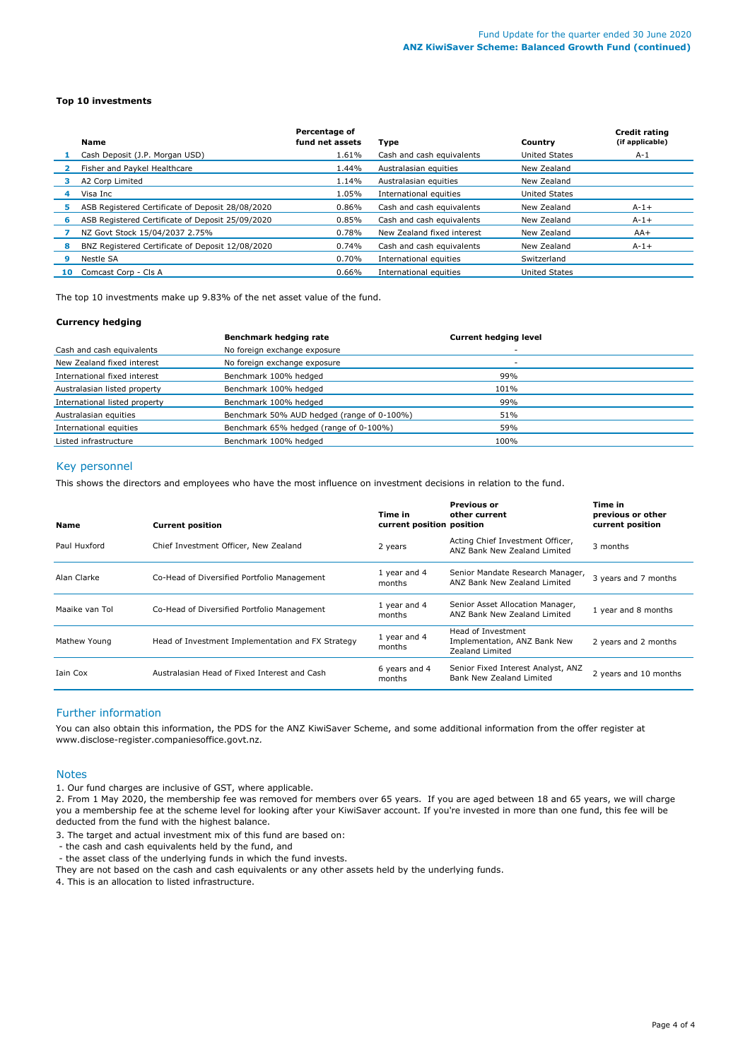### Top 10 investments

| | Name | Percentage of fund net assets | Type | Country | Credit rating (if applicable) |
|---|---|---|---|---|---|
| 1 | Cash Deposit (J.P. Morgan USD) | 1.61% | Cash and cash equivalents | United States | A-1 |
| 2 | Fisher and Paykel Healthcare | 1.44% | Australasian equities | New Zealand | |
| 3 | A2 Corp Limited | 1.14% | Australasian equities | New Zealand | |
| 4 | Visa Inc | 1.05% | International equities | United States | |
| 5 | ASB Registered Certificate of Deposit 28/08/2020 | 0.86% | Cash and cash equivalents | New Zealand | A-1+ |
| 6 | ASB Registered Certificate of Deposit 25/09/2020 | 0.85% | Cash and cash equivalents | New Zealand | A-1+ |
| 7 | NZ Govt Stock 15/04/2037 2.75% | 0.78% | New Zealand fixed interest | New Zealand | AA+ |
| 8 | BNZ Registered Certificate of Deposit 12/08/2020 | 0.74% | Cash and cash equivalents | New Zealand | A-1+ |
| 9 | Nestle SA | 0.70% | International equities | Switzerland | |
| 10 | Comcast Corp - Cls A | 0.66% | International equities | United States | |

The top 10 investments make up 9.83% of the net asset value of the fund.

### Currency hedging

| | Benchmark hedging rate | Current hedging level |
|---|---|---|
| Cash and cash equivalents | No foreign exchange exposure | - |
| New Zealand fixed interest | No foreign exchange exposure | - |
| International fixed interest | Benchmark 100% hedged | 99% |
| Australasian listed property | Benchmark 100% hedged | 101% |
| International listed property | Benchmark 100% hedged | 99% |
| Australasian equities | Benchmark 50% AUD hedged (range of 0-100%) | 51% |
| International equities | Benchmark 65% hedged (range of 0-100%) | 59% |
| Listed infrastructure | Benchmark 100% hedged | 100% |

## Key personnel

This shows the directors and employees who have the most influence on investment decisions in relation to the fund.

| Name | Current position | Time in current position | Previous or other current position | Time in previous or other current position |
|---|---|---|---|---|
| Paul Huxford | Chief Investment Officer, New Zealand | 2 years | Acting Chief Investment Officer, ANZ Bank New Zealand Limited | 3 months |
| Alan Clarke | Co-Head of Diversified Portfolio Management | 1 year and 4 months | Senior Mandate Research Manager, ANZ Bank New Zealand Limited | 3 years and 7 months |
| Maaike van Tol | Co-Head of Diversified Portfolio Management | 1 year and 4 months | Senior Asset Allocation Manager, ANZ Bank New Zealand Limited | 1 year and 8 months |
| Mathew Young | Head of Investment Implementation and FX Strategy | 1 year and 4 months | Head of Investment Implementation, ANZ Bank New Zealand Limited | 2 years and 2 months |
| Iain Cox | Australasian Head of Fixed Interest and Cash | 6 years and 4 months | Senior Fixed Interest Analyst, ANZ Bank New Zealand Limited | 2 years and 10 months |

## Further information

You can also obtain this information, the PDS for the ANZ KiwiSaver Scheme, and some additional information from the offer register at www.disclose-register.companiesoffice.govt.nz.

## Notes

1. Our fund charges are inclusive of GST, where applicable.
2. From 1 May 2020, the membership fee was removed for members over 65 years. If you are aged between 18 and 65 years, we will charge you a membership fee at the scheme level for looking after your KiwiSaver account. If you're invested in more than one fund, this fee will be deducted from the fund with the highest balance.
3. The target and actual investment mix of this fund are based on:
 - the cash and cash equivalents held by the fund, and
 - the asset class of the underlying funds in which the fund invests.

They are not based on the cash and cash equivalents or any other assets held by the underlying funds.

4. This is an allocation to listed infrastructure.